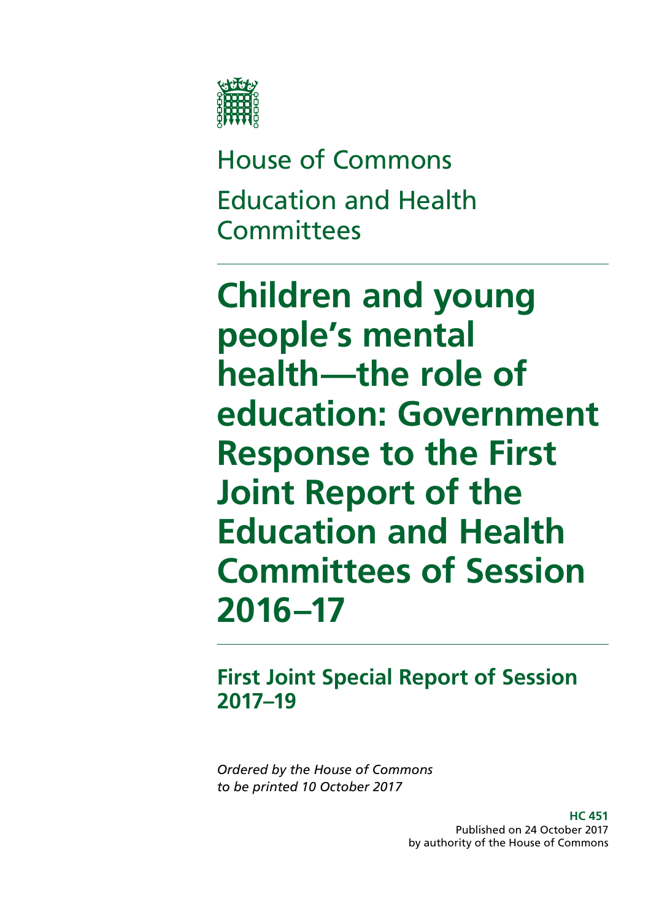House of Commons

Education and Health Committees

# Children and young people's mental health—the role of education: Government Response to the First Joint Report of the Education and Health Committees of Session 2016–17

## First Joint Special Report of Session 2017–19

*Ordered by the House of Commons to be printed 10 October 2017*

**HC 451**
Published on 24 October 2017
by authority of the House of Commons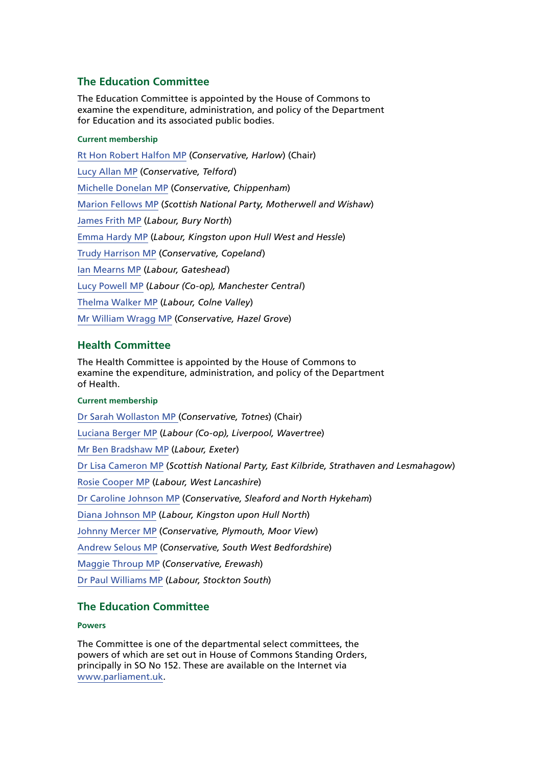## The Education Committee

The Education Committee is appointed by the House of Commons to examine the expenditure, administration, and policy of the Department for Education and its associated public bodies.

### Current membership

Rt Hon Robert Halfon MP (*Conservative, Harlow*) (Chair)

Lucy Allan MP (*Conservative, Telford*)

Michelle Donelan MP (*Conservative, Chippenham*)

Marion Fellows MP (*Scottish National Party, Motherwell and Wishaw*)

James Frith MP (*Labour, Bury North*)

Emma Hardy MP (*Labour, Kingston upon Hull West and Hessle*)

Trudy Harrison MP (*Conservative, Copeland*)

Ian Mearns MP (*Labour, Gateshead*)

Lucy Powell MP (*Labour (Co-op), Manchester Central*)

Thelma Walker MP (*Labour, Colne Valley*)

Mr William Wragg MP (*Conservative, Hazel Grove*)

## Health Committee

The Health Committee is appointed by the House of Commons to examine the expenditure, administration, and policy of the Department of Health.

### Current membership

Dr Sarah Wollaston MP (*Conservative, Totnes*) (Chair)

Luciana Berger MP (*Labour (Co-op), Liverpool, Wavertree*)

Mr Ben Bradshaw MP (*Labour, Exeter*)

Dr Lisa Cameron MP (*Scottish National Party, East Kilbride, Strathaven and Lesmahagow*)

Rosie Cooper MP (*Labour, West Lancashire*)

Dr Caroline Johnson MP (*Conservative, Sleaford and North Hykeham*)

Diana Johnson MP (*Labour, Kingston upon Hull North*)

Johnny Mercer MP (*Conservative, Plymouth, Moor View*)

Andrew Selous MP (*Conservative, South West Bedfordshire*)

Maggie Throup MP (*Conservative, Erewash*)

Dr Paul Williams MP (*Labour, Stockton South*)

## The Education Committee

### Powers

The Committee is one of the departmental select committees, the powers of which are set out in House of Commons Standing Orders, principally in SO No 152. These are available on the Internet via www.parliament.uk.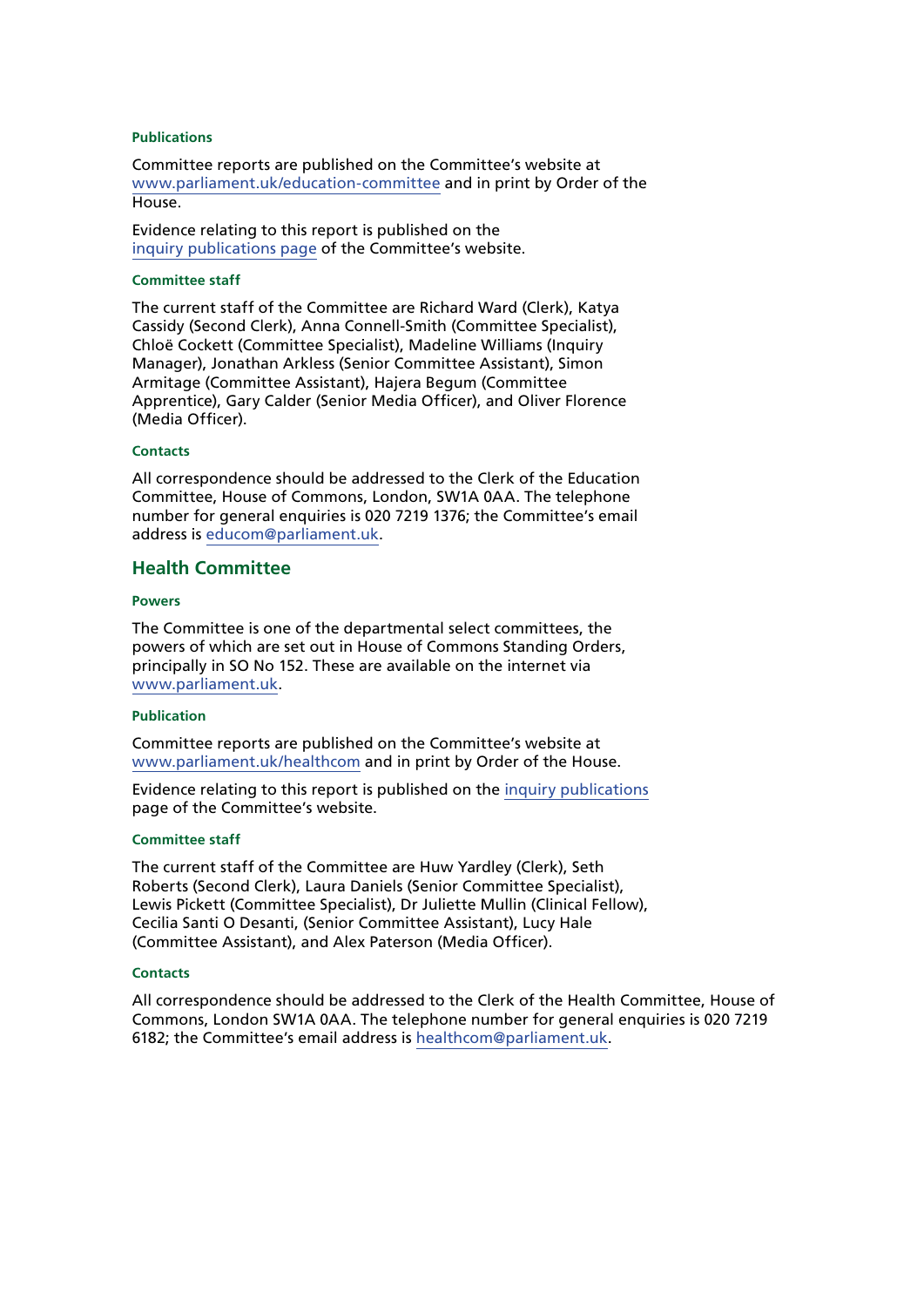#### Publications

Committee reports are published on the Committee's website at www.parliament.uk/education-committee and in print by Order of the House.

Evidence relating to this report is published on the inquiry publications page of the Committee's website.

#### Committee staff

The current staff of the Committee are Richard Ward (Clerk), Katya Cassidy (Second Clerk), Anna Connell-Smith (Committee Specialist), Chloë Cockett (Committee Specialist), Madeline Williams (Inquiry Manager), Jonathan Arkless (Senior Committee Assistant), Simon Armitage (Committee Assistant), Hajera Begum (Committee Apprentice), Gary Calder (Senior Media Officer), and Oliver Florence (Media Officer).

#### Contacts

All correspondence should be addressed to the Clerk of the Education Committee, House of Commons, London, SW1A 0AA. The telephone number for general enquiries is 020 7219 1376; the Committee's email address is educom@parliament.uk.

### Health Committee

#### Powers

The Committee is one of the departmental select committees, the powers of which are set out in House of Commons Standing Orders, principally in SO No 152. These are available on the internet via www.parliament.uk.

#### Publication

Committee reports are published on the Committee's website at www.parliament.uk/healthcom and in print by Order of the House.

Evidence relating to this report is published on the inquiry publications page of the Committee's website.

#### Committee staff

The current staff of the Committee are Huw Yardley (Clerk), Seth Roberts (Second Clerk), Laura Daniels (Senior Committee Specialist), Lewis Pickett (Committee Specialist), Dr Juliette Mullin (Clinical Fellow), Cecilia Santi O Desanti, (Senior Committee Assistant), Lucy Hale (Committee Assistant), and Alex Paterson (Media Officer).

#### Contacts

All correspondence should be addressed to the Clerk of the Health Committee, House of Commons, London SW1A 0AA. The telephone number for general enquiries is 020 7219 6182; the Committee's email address is healthcom@parliament.uk.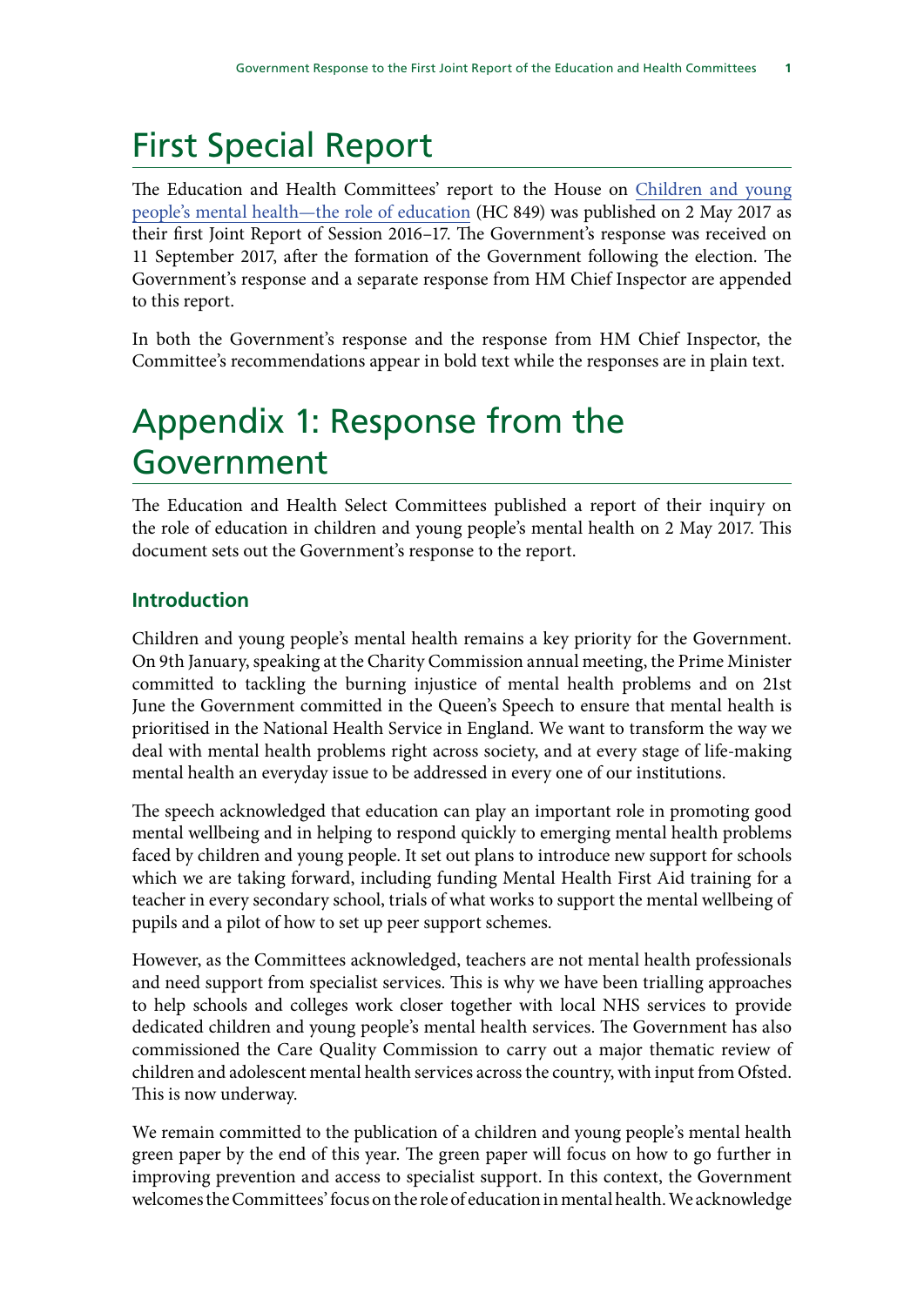# First Special Report

The Education and Health Committees' report to the House on [Children and young people's mental health—the role of education](#) (HC 849) was published on 2 May 2017 as their first Joint Report of Session 2016–17. The Government's response was received on 11 September 2017, after the formation of the Government following the election. The Government's response and a separate response from HM Chief Inspector are appended to this report.

In both the Government's response and the response from HM Chief Inspector, the Committee's recommendations appear in bold text while the responses are in plain text.

# Appendix 1: Response from the Government

The Education and Health Select Committees published a report of their inquiry on the role of education in children and young people's mental health on 2 May 2017. This document sets out the Government's response to the report.

### Introduction

Children and young people's mental health remains a key priority for the Government. On 9th January, speaking at the Charity Commission annual meeting, the Prime Minister committed to tackling the burning injustice of mental health problems and on 21st June the Government committed in the Queen's Speech to ensure that mental health is prioritised in the National Health Service in England. We want to transform the way we deal with mental health problems right across society, and at every stage of life-making mental health an everyday issue to be addressed in every one of our institutions.

The speech acknowledged that education can play an important role in promoting good mental wellbeing and in helping to respond quickly to emerging mental health problems faced by children and young people. It set out plans to introduce new support for schools which we are taking forward, including funding Mental Health First Aid training for a teacher in every secondary school, trials of what works to support the mental wellbeing of pupils and a pilot of how to set up peer support schemes.

However, as the Committees acknowledged, teachers are not mental health professionals and need support from specialist services. This is why we have been trialling approaches to help schools and colleges work closer together with local NHS services to provide dedicated children and young people's mental health services. The Government has also commissioned the Care Quality Commission to carry out a major thematic review of children and adolescent mental health services across the country, with input from Ofsted. This is now underway.

We remain committed to the publication of a children and young people's mental health green paper by the end of this year. The green paper will focus on how to go further in improving prevention and access to specialist support. In this context, the Government welcomes the Committees' focus on the role of education in mental health. We acknowledge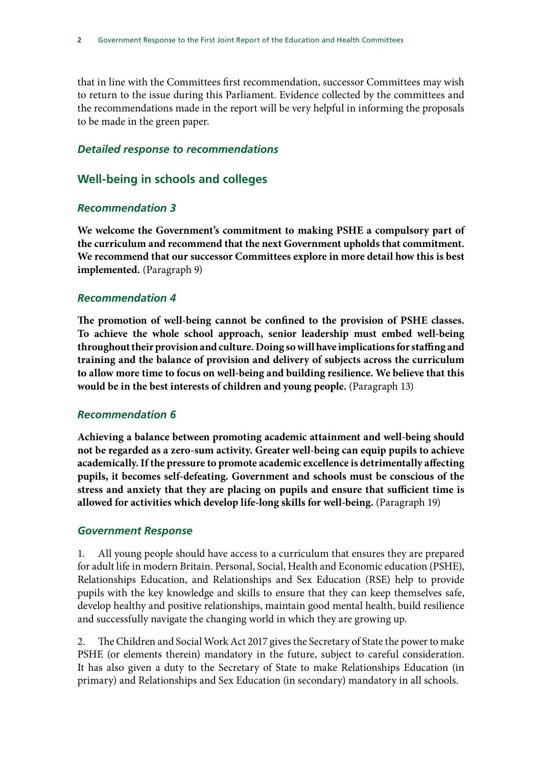that in line with the Committees first recommendation, successor Committees may wish to return to the issue during this Parliament. Evidence collected by the committees and the recommendations made in the report will be very helpful in informing the proposals to be made in the green paper.

### *Detailed response to recommendations*

## Well-being in schools and colleges

### *Recommendation 3*

**We welcome the Government's commitment to making PSHE a compulsory part of the curriculum and recommend that the next Government upholds that commitment. We recommend that our successor Committees explore in more detail how this is best implemented.** (Paragraph 9)

### *Recommendation 4*

**The promotion of well-being cannot be confined to the provision of PSHE classes. To achieve the whole school approach, senior leadership must embed well-being throughout their provision and culture. Doing so will have implications for staffing and training and the balance of provision and delivery of subjects across the curriculum to allow more time to focus on well-being and building resilience. We believe that this would be in the best interests of children and young people.** (Paragraph 13)

### *Recommendation 6*

**Achieving a balance between promoting academic attainment and well-being should not be regarded as a zero-sum activity. Greater well-being can equip pupils to achieve academically. If the pressure to promote academic excellence is detrimentally affecting pupils, it becomes self-defeating. Government and schools must be conscious of the stress and anxiety that they are placing on pupils and ensure that sufficient time is allowed for activities which develop life-long skills for well-being.** (Paragraph 19)

### *Government Response*

1. All young people should have access to a curriculum that ensures they are prepared for adult life in modern Britain. Personal, Social, Health and Economic education (PSHE), Relationships Education, and Relationships and Sex Education (RSE) help to provide pupils with the key knowledge and skills to ensure that they can keep themselves safe, develop healthy and positive relationships, maintain good mental health, build resilience and successfully navigate the changing world in which they are growing up.

2. The Children and Social Work Act 2017 gives the Secretary of State the power to make PSHE (or elements therein) mandatory in the future, subject to careful consideration. It has also given a duty to the Secretary of State to make Relationships Education (in primary) and Relationships and Sex Education (in secondary) mandatory in all schools.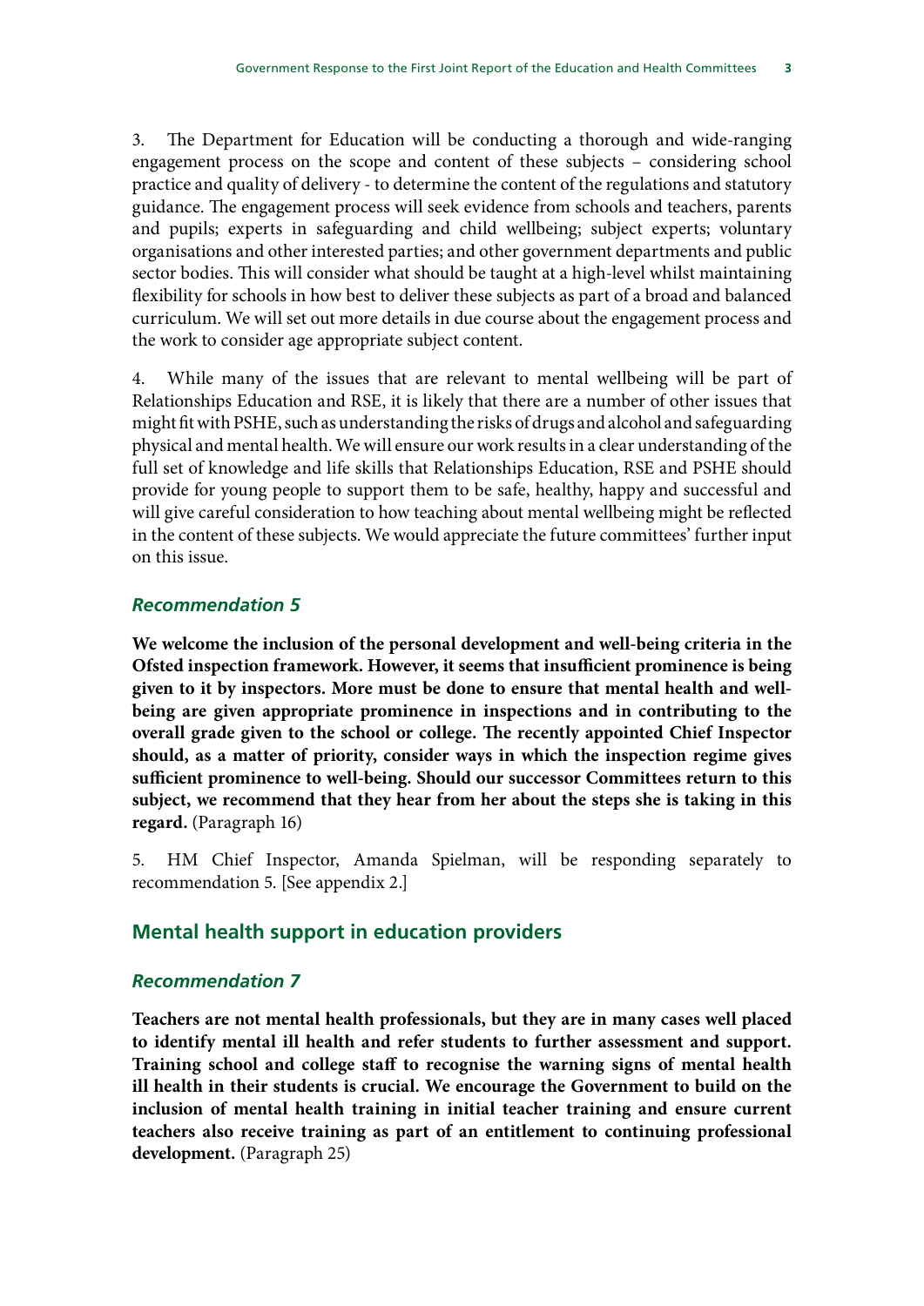3. The Department for Education will be conducting a thorough and wide-ranging engagement process on the scope and content of these subjects – considering school practice and quality of delivery - to determine the content of the regulations and statutory guidance. The engagement process will seek evidence from schools and teachers, parents and pupils; experts in safeguarding and child wellbeing; subject experts; voluntary organisations and other interested parties; and other government departments and public sector bodies. This will consider what should be taught at a high-level whilst maintaining flexibility for schools in how best to deliver these subjects as part of a broad and balanced curriculum. We will set out more details in due course about the engagement process and the work to consider age appropriate subject content.

4. While many of the issues that are relevant to mental wellbeing will be part of Relationships Education and RSE, it is likely that there are a number of other issues that might fit with PSHE, such as understanding the risks of drugs and alcohol and safeguarding physical and mental health. We will ensure our work results in a clear understanding of the full set of knowledge and life skills that Relationships Education, RSE and PSHE should provide for young people to support them to be safe, healthy, happy and successful and will give careful consideration to how teaching about mental wellbeing might be reflected in the content of these subjects. We would appreciate the future committees' further input on this issue.

### *Recommendation 5*

**We welcome the inclusion of the personal development and well-being criteria in the Ofsted inspection framework. However, it seems that insufficient prominence is being given to it by inspectors. More must be done to ensure that mental health and well-being are given appropriate prominence in inspections and in contributing to the overall grade given to the school or college. The recently appointed Chief Inspector should, as a matter of priority, consider ways in which the inspection regime gives sufficient prominence to well-being. Should our successor Committees return to this subject, we recommend that they hear from her about the steps she is taking in this regard.** (Paragraph 16)

5. HM Chief Inspector, Amanda Spielman, will be responding separately to recommendation 5. [See appendix 2.]

## Mental health support in education providers

### *Recommendation 7*

**Teachers are not mental health professionals, but they are in many cases well placed to identify mental ill health and refer students to further assessment and support. Training school and college staff to recognise the warning signs of mental health ill health in their students is crucial. We encourage the Government to build on the inclusion of mental health training in initial teacher training and ensure current teachers also receive training as part of an entitlement to continuing professional development.** (Paragraph 25)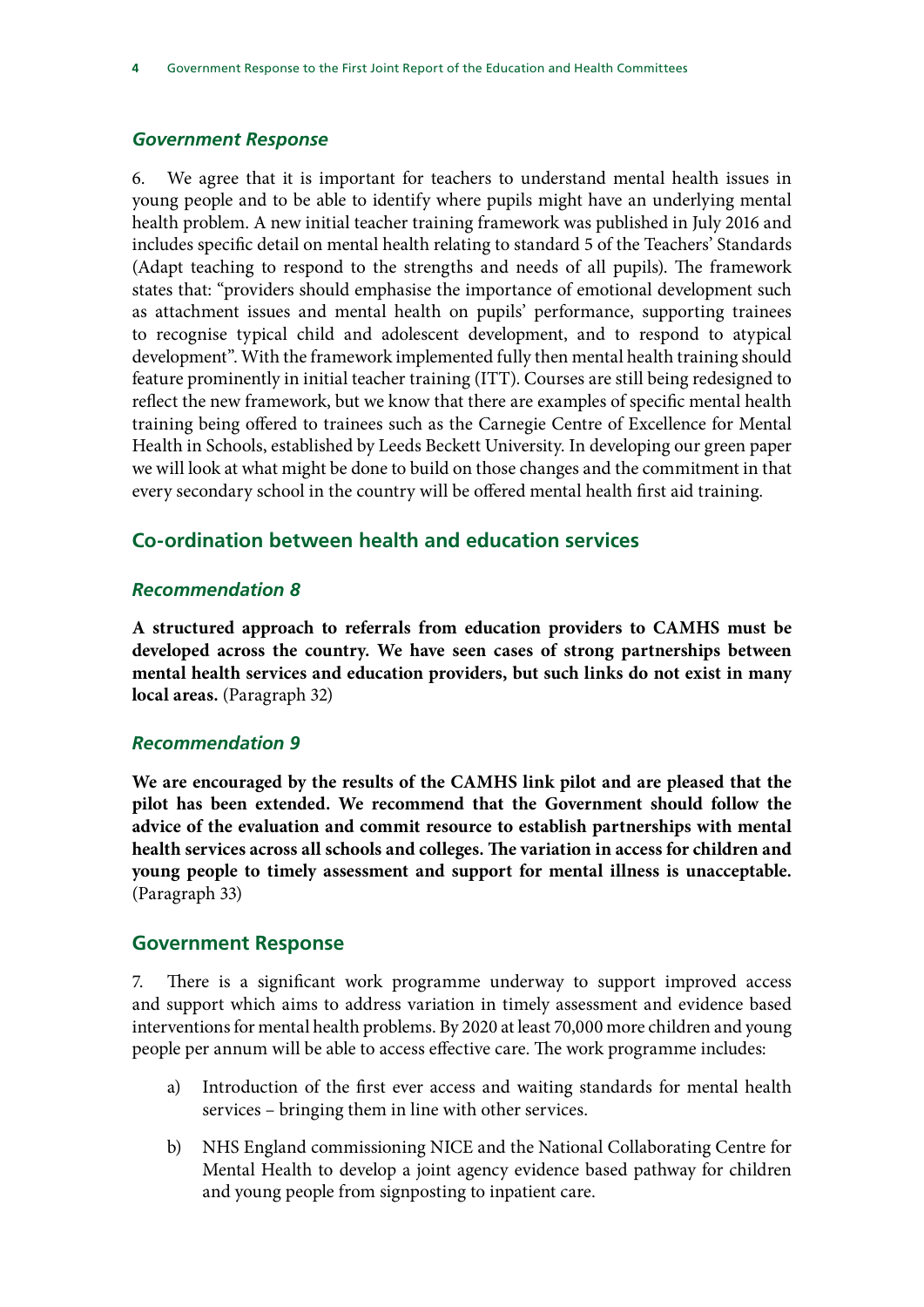### *Government Response*

6. We agree that it is important for teachers to understand mental health issues in young people and to be able to identify where pupils might have an underlying mental health problem. A new initial teacher training framework was published in July 2016 and includes specific detail on mental health relating to standard 5 of the Teachers' Standards (Adapt teaching to respond to the strengths and needs of all pupils). The framework states that: "providers should emphasise the importance of emotional development such as attachment issues and mental health on pupils' performance, supporting trainees to recognise typical child and adolescent development, and to respond to atypical development". With the framework implemented fully then mental health training should feature prominently in initial teacher training (ITT). Courses are still being redesigned to reflect the new framework, but we know that there are examples of specific mental health training being offered to trainees such as the Carnegie Centre of Excellence for Mental Health in Schools, established by Leeds Beckett University. In developing our green paper we will look at what might be done to build on those changes and the commitment in that every secondary school in the country will be offered mental health first aid training.

## Co-ordination between health and education services

### *Recommendation 8*

**A structured approach to referrals from education providers to CAMHS must be developed across the country. We have seen cases of strong partnerships between mental health services and education providers, but such links do not exist in many local areas.** (Paragraph 32)

### *Recommendation 9*

**We are encouraged by the results of the CAMHS link pilot and are pleased that the pilot has been extended. We recommend that the Government should follow the advice of the evaluation and commit resource to establish partnerships with mental health services across all schools and colleges. The variation in access for children and young people to timely assessment and support for mental illness is unacceptable.** (Paragraph 33)

### Government Response

7. There is a significant work programme underway to support improved access and support which aims to address variation in timely assessment and evidence based interventions for mental health problems. By 2020 at least 70,000 more children and young people per annum will be able to access effective care. The work programme includes:

a) Introduction of the first ever access and waiting standards for mental health services – bringing them in line with other services.

b) NHS England commissioning NICE and the National Collaborating Centre for Mental Health to develop a joint agency evidence based pathway for children and young people from signposting to inpatient care.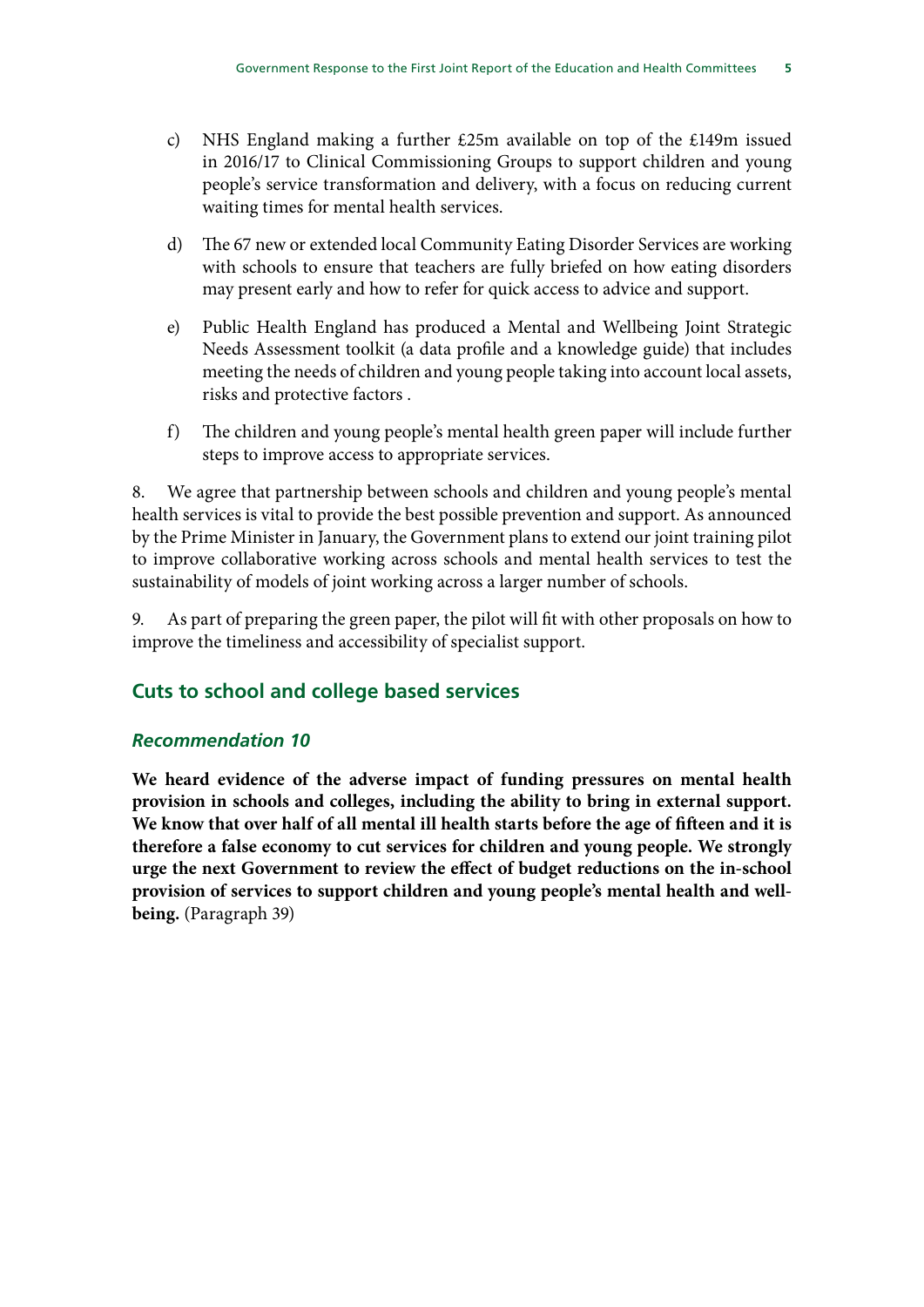c) NHS England making a further £25m available on top of the £149m issued in 2016/17 to Clinical Commissioning Groups to support children and young people's service transformation and delivery, with a focus on reducing current waiting times for mental health services.

d) The 67 new or extended local Community Eating Disorder Services are working with schools to ensure that teachers are fully briefed on how eating disorders may present early and how to refer for quick access to advice and support.

e) Public Health England has produced a Mental and Wellbeing Joint Strategic Needs Assessment toolkit (a data profile and a knowledge guide) that includes meeting the needs of children and young people taking into account local assets, risks and protective factors .

f) The children and young people's mental health green paper will include further steps to improve access to appropriate services.

8. We agree that partnership between schools and children and young people's mental health services is vital to provide the best possible prevention and support. As announced by the Prime Minister in January, the Government plans to extend our joint training pilot to improve collaborative working across schools and mental health services to test the sustainability of models of joint working across a larger number of schools.

9. As part of preparing the green paper, the pilot will fit with other proposals on how to improve the timeliness and accessibility of specialist support.

## Cuts to school and college based services

### *Recommendation 10*

**We heard evidence of the adverse impact of funding pressures on mental health provision in schools and colleges, including the ability to bring in external support. We know that over half of all mental ill health starts before the age of fifteen and it is therefore a false economy to cut services for children and young people. We strongly urge the next Government to review the effect of budget reductions on the in-school provision of services to support children and young people's mental health and well-being.** (Paragraph 39)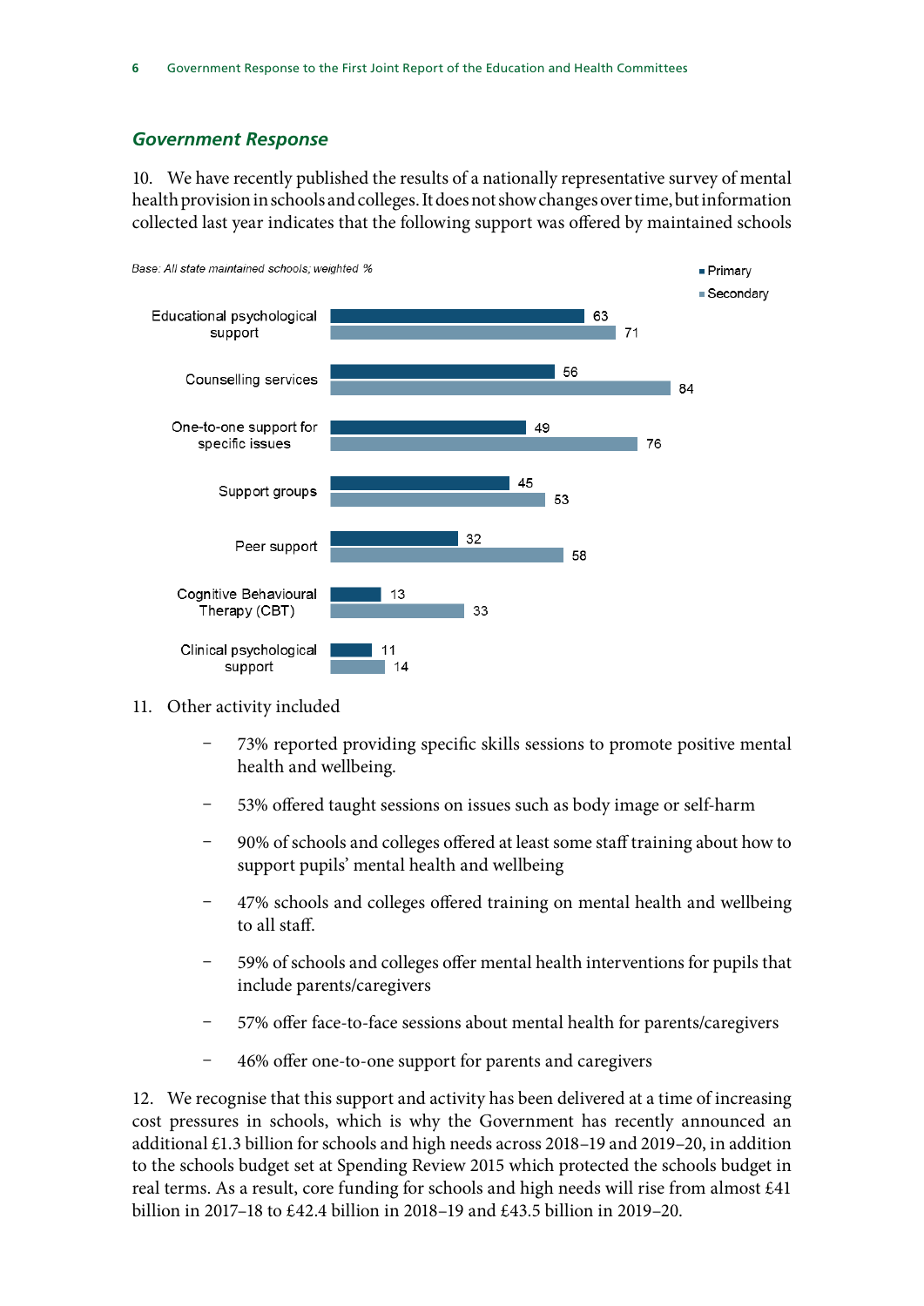## *Government Response*

10. We have recently published the results of a nationally representative survey of mental health provision in schools and colleges. It does not show changes over time, but information collected last year indicates that the following support was offered by maintained schools

*Base: All state maintained schools; weighted %*

| | Primary | Secondary |
|---|---|---|
| Educational psychological support | 63 | 71 |
| Counselling services | 56 | 84 |
| One-to-one support for specific issues | 49 | 76 |
| Support groups | 45 | 53 |
| Peer support | 32 | 58 |
| Cognitive Behavioural Therapy (CBT) | 13 | 33 |
| Clinical psychological support | 11 | 14 |

11. Other activity included

- 73% reported providing specific skills sessions to promote positive mental health and wellbeing.
- 53% offered taught sessions on issues such as body image or self-harm
- 90% of schools and colleges offered at least some staff training about how to support pupils' mental health and wellbeing
- 47% schools and colleges offered training on mental health and wellbeing to all staff.
- 59% of schools and colleges offer mental health interventions for pupils that include parents/caregivers
- 57% offer face-to-face sessions about mental health for parents/caregivers
- 46% offer one-to-one support for parents and caregivers

12. We recognise that this support and activity has been delivered at a time of increasing cost pressures in schools, which is why the Government has recently announced an additional £1.3 billion for schools and high needs across 2018–19 and 2019–20, in addition to the schools budget set at Spending Review 2015 which protected the schools budget in real terms. As a result, core funding for schools and high needs will rise from almost £41 billion in 2017–18 to £42.4 billion in 2018–19 and £43.5 billion in 2019–20.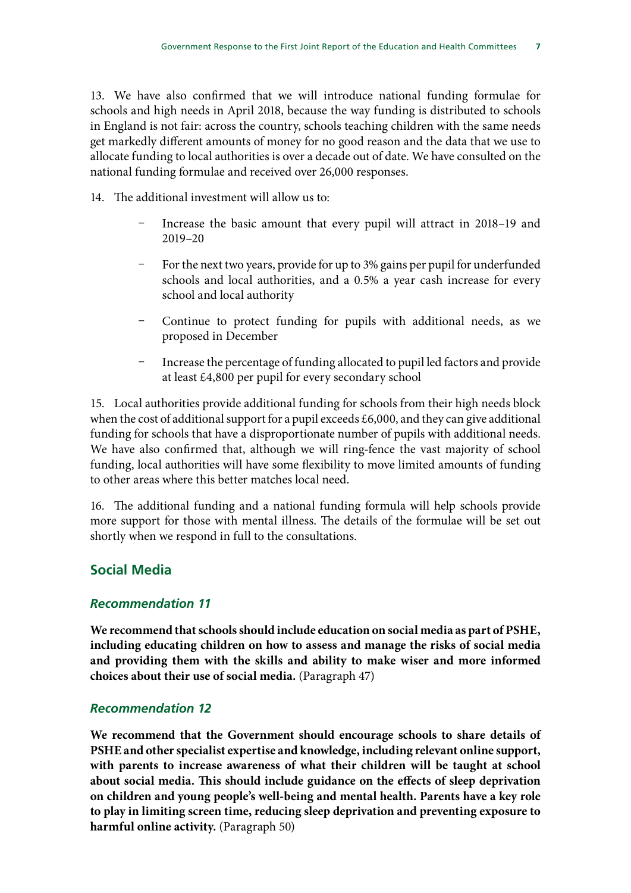13. We have also confirmed that we will introduce national funding formulae for schools and high needs in April 2018, because the way funding is distributed to schools in England is not fair: across the country, schools teaching children with the same needs get markedly different amounts of money for no good reason and the data that we use to allocate funding to local authorities is over a decade out of date. We have consulted on the national funding formulae and received over 26,000 responses.

14. The additional investment will allow us to:

- Increase the basic amount that every pupil will attract in 2018–19 and 2019–20
- For the next two years, provide for up to 3% gains per pupil for underfunded schools and local authorities, and a 0.5% a year cash increase for every school and local authority
- Continue to protect funding for pupils with additional needs, as we proposed in December
- Increase the percentage of funding allocated to pupil led factors and provide at least £4,800 per pupil for every secondary school

15. Local authorities provide additional funding for schools from their high needs block when the cost of additional support for a pupil exceeds £6,000, and they can give additional funding for schools that have a disproportionate number of pupils with additional needs. We have also confirmed that, although we will ring-fence the vast majority of school funding, local authorities will have some flexibility to move limited amounts of funding to other areas where this better matches local need.

16. The additional funding and a national funding formula will help schools provide more support for those with mental illness. The details of the formulae will be set out shortly when we respond in full to the consultations.

## Social Media

### *Recommendation 11*

**We recommend that schools should include education on social media as part of PSHE, including educating children on how to assess and manage the risks of social media and providing them with the skills and ability to make wiser and more informed choices about their use of social media.** (Paragraph 47)

### *Recommendation 12*

**We recommend that the Government should encourage schools to share details of PSHE and other specialist expertise and knowledge, including relevant online support, with parents to increase awareness of what their children will be taught at school about social media. This should include guidance on the effects of sleep deprivation on children and young people's well-being and mental health. Parents have a key role to play in limiting screen time, reducing sleep deprivation and preventing exposure to harmful online activity.** (Paragraph 50)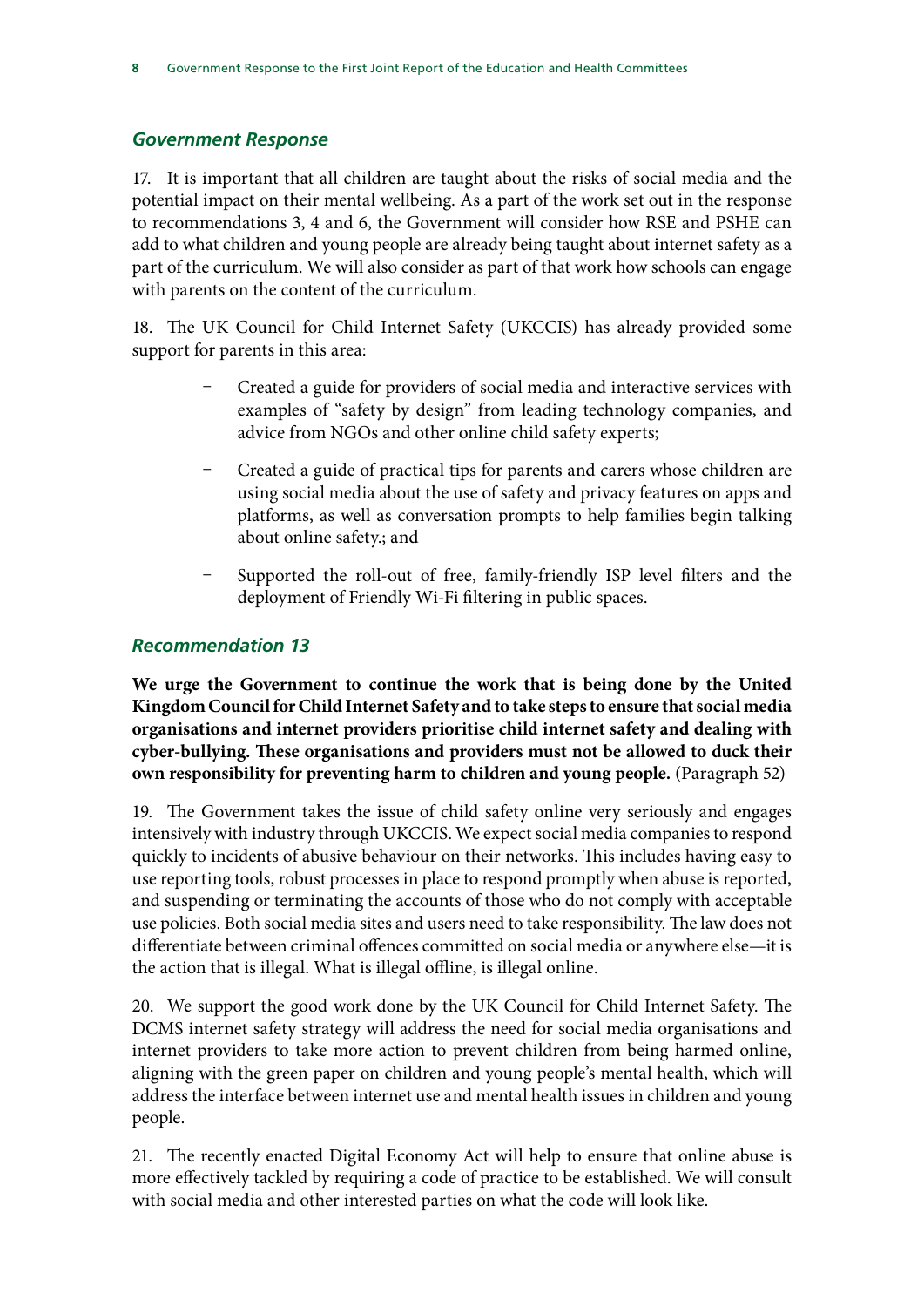### *Government Response*

17. It is important that all children are taught about the risks of social media and the potential impact on their mental wellbeing. As a part of the work set out in the response to recommendations 3, 4 and 6, the Government will consider how RSE and PSHE can add to what children and young people are already being taught about internet safety as a part of the curriculum. We will also consider as part of that work how schools can engage with parents on the content of the curriculum.

18. The UK Council for Child Internet Safety (UKCCIS) has already provided some support for parents in this area:

- Created a guide for providers of social media and interactive services with examples of "safety by design" from leading technology companies, and advice from NGOs and other online child safety experts;
- Created a guide of practical tips for parents and carers whose children are using social media about the use of safety and privacy features on apps and platforms, as well as conversation prompts to help families begin talking about online safety.; and
- Supported the roll-out of free, family-friendly ISP level filters and the deployment of Friendly Wi-Fi filtering in public spaces.

### *Recommendation 13*

**We urge the Government to continue the work that is being done by the United Kingdom Council for Child Internet Safety and to take steps to ensure that social media organisations and internet providers prioritise child internet safety and dealing with cyber-bullying. These organisations and providers must not be allowed to duck their own responsibility for preventing harm to children and young people.** (Paragraph 52)

19. The Government takes the issue of child safety online very seriously and engages intensively with industry through UKCCIS. We expect social media companies to respond quickly to incidents of abusive behaviour on their networks. This includes having easy to use reporting tools, robust processes in place to respond promptly when abuse is reported, and suspending or terminating the accounts of those who do not comply with acceptable use policies. Both social media sites and users need to take responsibility. The law does not differentiate between criminal offences committed on social media or anywhere else—it is the action that is illegal. What is illegal offline, is illegal online.

20. We support the good work done by the UK Council for Child Internet Safety. The DCMS internet safety strategy will address the need for social media organisations and internet providers to take more action to prevent children from being harmed online, aligning with the green paper on children and young people's mental health, which will address the interface between internet use and mental health issues in children and young people.

21. The recently enacted Digital Economy Act will help to ensure that online abuse is more effectively tackled by requiring a code of practice to be established. We will consult with social media and other interested parties on what the code will look like.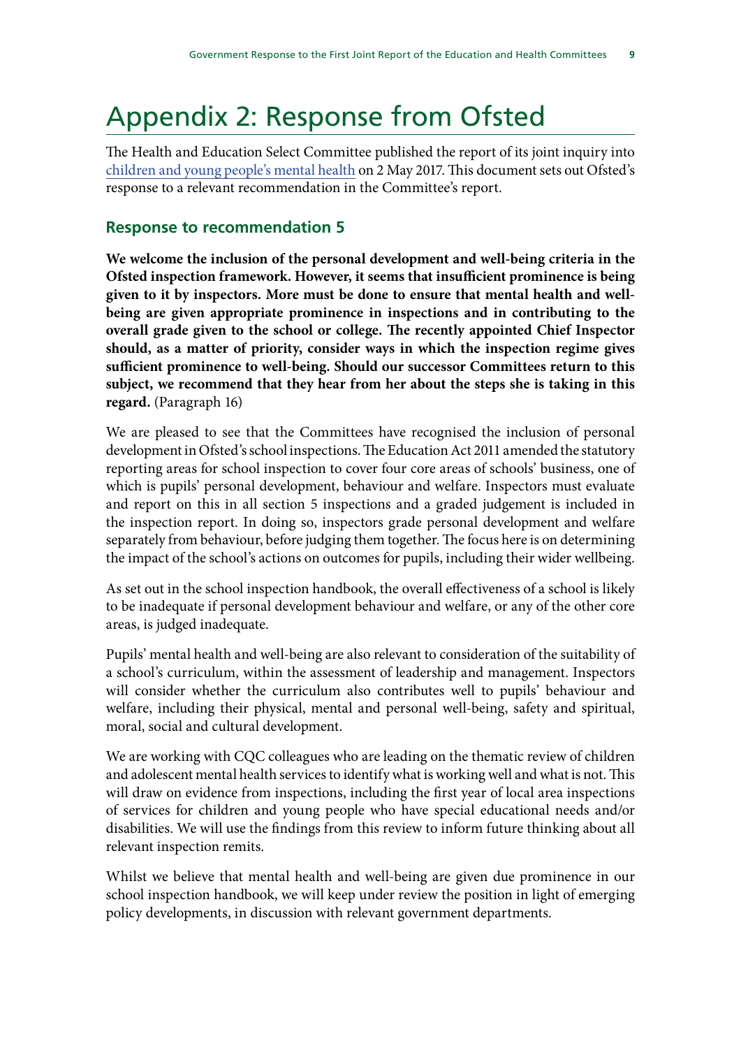# Appendix 2: Response from Ofsted

The Health and Education Select Committee published the report of its joint inquiry into children and young people's mental health on 2 May 2017. This document sets out Ofsted's response to a relevant recommendation in the Committee's report.

## Response to recommendation 5

**We welcome the inclusion of the personal development and well-being criteria in the Ofsted inspection framework. However, it seems that insufficient prominence is being given to it by inspectors. More must be done to ensure that mental health and well-being are given appropriate prominence in inspections and in contributing to the overall grade given to the school or college. The recently appointed Chief Inspector should, as a matter of priority, consider ways in which the inspection regime gives sufficient prominence to well-being. Should our successor Committees return to this subject, we recommend that they hear from her about the steps she is taking in this regard.** (Paragraph 16)

We are pleased to see that the Committees have recognised the inclusion of personal development in Ofsted's school inspections. The Education Act 2011 amended the statutory reporting areas for school inspection to cover four core areas of schools' business, one of which is pupils' personal development, behaviour and welfare. Inspectors must evaluate and report on this in all section 5 inspections and a graded judgement is included in the inspection report. In doing so, inspectors grade personal development and welfare separately from behaviour, before judging them together. The focus here is on determining the impact of the school's actions on outcomes for pupils, including their wider wellbeing.

As set out in the school inspection handbook, the overall effectiveness of a school is likely to be inadequate if personal development behaviour and welfare, or any of the other core areas, is judged inadequate.

Pupils' mental health and well-being are also relevant to consideration of the suitability of a school's curriculum, within the assessment of leadership and management. Inspectors will consider whether the curriculum also contributes well to pupils' behaviour and welfare, including their physical, mental and personal well-being, safety and spiritual, moral, social and cultural development.

We are working with CQC colleagues who are leading on the thematic review of children and adolescent mental health services to identify what is working well and what is not. This will draw on evidence from inspections, including the first year of local area inspections of services for children and young people who have special educational needs and/or disabilities. We will use the findings from this review to inform future thinking about all relevant inspection remits.

Whilst we believe that mental health and well-being are given due prominence in our school inspection handbook, we will keep under review the position in light of emerging policy developments, in discussion with relevant government departments.